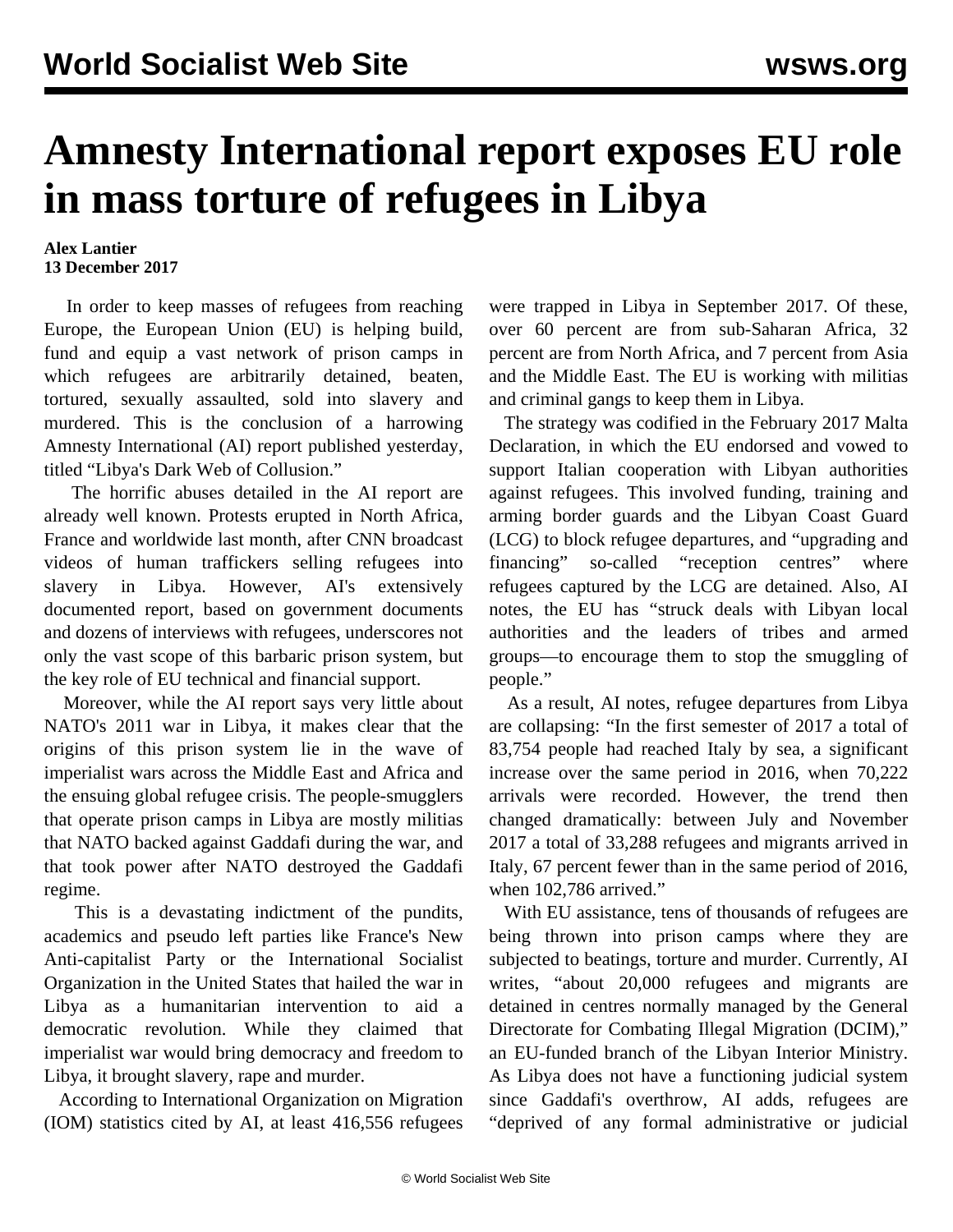# Amnesty International report exposes EU role in mass torture of refugees in Libya

**Alex Lantier**
**13 December 2017**

In order to keep masses of refugees from reaching Europe, the European Union (EU) is helping build, fund and equip a vast network of prison camps in which refugees are arbitrarily detained, beaten, tortured, sexually assaulted, sold into slavery and murdered. This is the conclusion of a harrowing Amnesty International (AI) report published yesterday, titled "Libya's Dark Web of Collusion."

The horrific abuses detailed in the AI report are already well known. Protests erupted in North Africa, France and worldwide last month, after CNN broadcast videos of human traffickers selling refugees into slavery in Libya. However, AI's extensively documented report, based on government documents and dozens of interviews with refugees, underscores not only the vast scope of this barbaric prison system, but the key role of EU technical and financial support.

Moreover, while the AI report says very little about NATO's 2011 war in Libya, it makes clear that the origins of this prison system lie in the wave of imperialist wars across the Middle East and Africa and the ensuing global refugee crisis. The people-smugglers that operate prison camps in Libya are mostly militias that NATO backed against Gaddafi during the war, and that took power after NATO destroyed the Gaddafi regime.

This is a devastating indictment of the pundits, academics and pseudo left parties like France's New Anti-capitalist Party or the International Socialist Organization in the United States that hailed the war in Libya as a humanitarian intervention to aid a democratic revolution. While they claimed that imperialist war would bring democracy and freedom to Libya, it brought slavery, rape and murder.

According to International Organization on Migration (IOM) statistics cited by AI, at least 416,556 refugees were trapped in Libya in September 2017. Of these, over 60 percent are from sub-Saharan Africa, 32 percent are from North Africa, and 7 percent from Asia and the Middle East. The EU is working with militias and criminal gangs to keep them in Libya.

The strategy was codified in the February 2017 Malta Declaration, in which the EU endorsed and vowed to support Italian cooperation with Libyan authorities against refugees. This involved funding, training and arming border guards and the Libyan Coast Guard (LCG) to block refugee departures, and "upgrading and financing" so-called "reception centres" where refugees captured by the LCG are detained. Also, AI notes, the EU has "struck deals with Libyan local authorities and the leaders of tribes and armed groups—to encourage them to stop the smuggling of people."

As a result, AI notes, refugee departures from Libya are collapsing: "In the first semester of 2017 a total of 83,754 people had reached Italy by sea, a significant increase over the same period in 2016, when 70,222 arrivals were recorded. However, the trend then changed dramatically: between July and November 2017 a total of 33,288 refugees and migrants arrived in Italy, 67 percent fewer than in the same period of 2016, when 102,786 arrived."

With EU assistance, tens of thousands of refugees are being thrown into prison camps where they are subjected to beatings, torture and murder. Currently, AI writes, "about 20,000 refugees and migrants are detained in centres normally managed by the General Directorate for Combating Illegal Migration (DCIM)," an EU-funded branch of the Libyan Interior Ministry. As Libya does not have a functioning judicial system since Gaddafi's overthrow, AI adds, refugees are "deprived of any formal administrative or judicial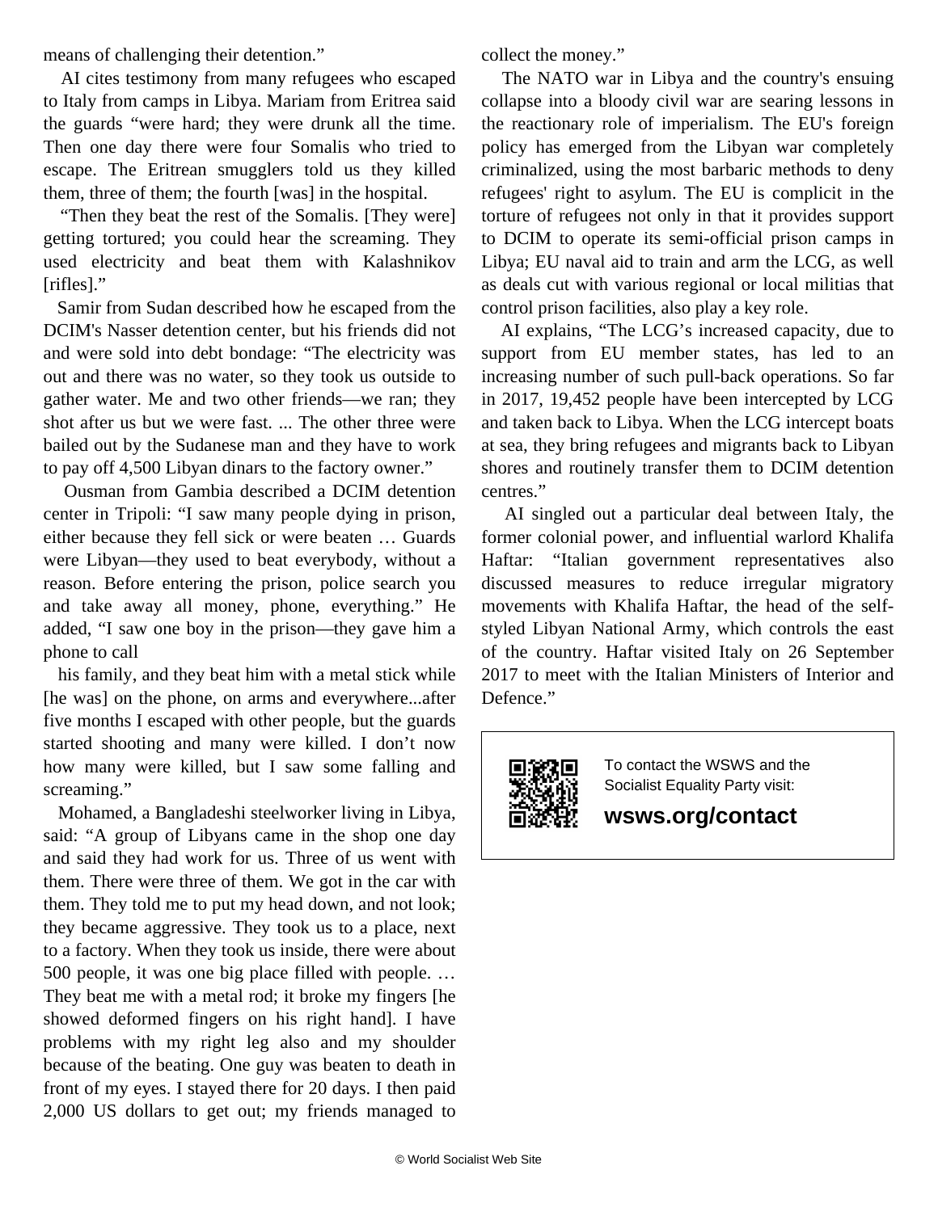means of challenging their detention."

AI cites testimony from many refugees who escaped to Italy from camps in Libya. Mariam from Eritrea said the guards "were hard; they were drunk all the time. Then one day there were four Somalis who tried to escape. The Eritrean smugglers told us they killed them, three of them; the fourth [was] in the hospital.

"Then they beat the rest of the Somalis. [They were] getting tortured; you could hear the screaming. They used electricity and beat them with Kalashnikov [rifles]."

Samir from Sudan described how he escaped from the DCIM's Nasser detention center, but his friends did not and were sold into debt bondage: "The electricity was out and there was no water, so they took us outside to gather water. Me and two other friends—we ran; they shot after us but we were fast. ... The other three were bailed out by the Sudanese man and they have to work to pay off 4,500 Libyan dinars to the factory owner."

Ousman from Gambia described a DCIM detention center in Tripoli: "I saw many people dying in prison, either because they fell sick or were beaten … Guards were Libyan—they used to beat everybody, without a reason. Before entering the prison, police search you and take away all money, phone, everything." He added, "I saw one boy in the prison—they gave him a phone to call his family, and they beat him with a metal stick while [he was] on the phone, on arms and everywhere...after five months I escaped with other people, but the guards started shooting and many were killed. I don't now how many were killed, but I saw some falling and screaming."

Mohamed, a Bangladeshi steelworker living in Libya, said: "A group of Libyans came in the shop one day and said they had work for us. Three of us went with them. There were three of them. We got in the car with them. They told me to put my head down, and not look; they became aggressive. They took us to a place, next to a factory. When they took us inside, there were about 500 people, it was one big place filled with people. … They beat me with a metal rod; it broke my fingers [he showed deformed fingers on his right hand]. I have problems with my right leg also and my shoulder because of the beating. One guy was beaten to death in front of my eyes. I stayed there for 20 days. I then paid 2,000 US dollars to get out; my friends managed to collect the money."

The NATO war in Libya and the country's ensuing collapse into a bloody civil war are searing lessons in the reactionary role of imperialism. The EU's foreign policy has emerged from the Libyan war completely criminalized, using the most barbaric methods to deny refugees' right to asylum. The EU is complicit in the torture of refugees not only in that it provides support to DCIM to operate its semi-official prison camps in Libya; EU naval aid to train and arm the LCG, as well as deals cut with various regional or local militias that control prison facilities, also play a key role.

AI explains, "The LCG's increased capacity, due to support from EU member states, has led to an increasing number of such pull-back operations. So far in 2017, 19,452 people have been intercepted by LCG and taken back to Libya. When the LCG intercept boats at sea, they bring refugees and migrants back to Libyan shores and routinely transfer them to DCIM detention centres."

AI singled out a particular deal between Italy, the former colonial power, and influential warlord Khalifa Haftar: "Italian government representatives also discussed measures to reduce irregular migratory movements with Khalifa Haftar, the head of the self-styled Libyan National Army, which controls the east of the country. Haftar visited Italy on 26 September 2017 to meet with the Italian Ministers of Interior and Defence."

To contact the WSWS and the Socialist Equality Party visit:

**wsws.org/contact**